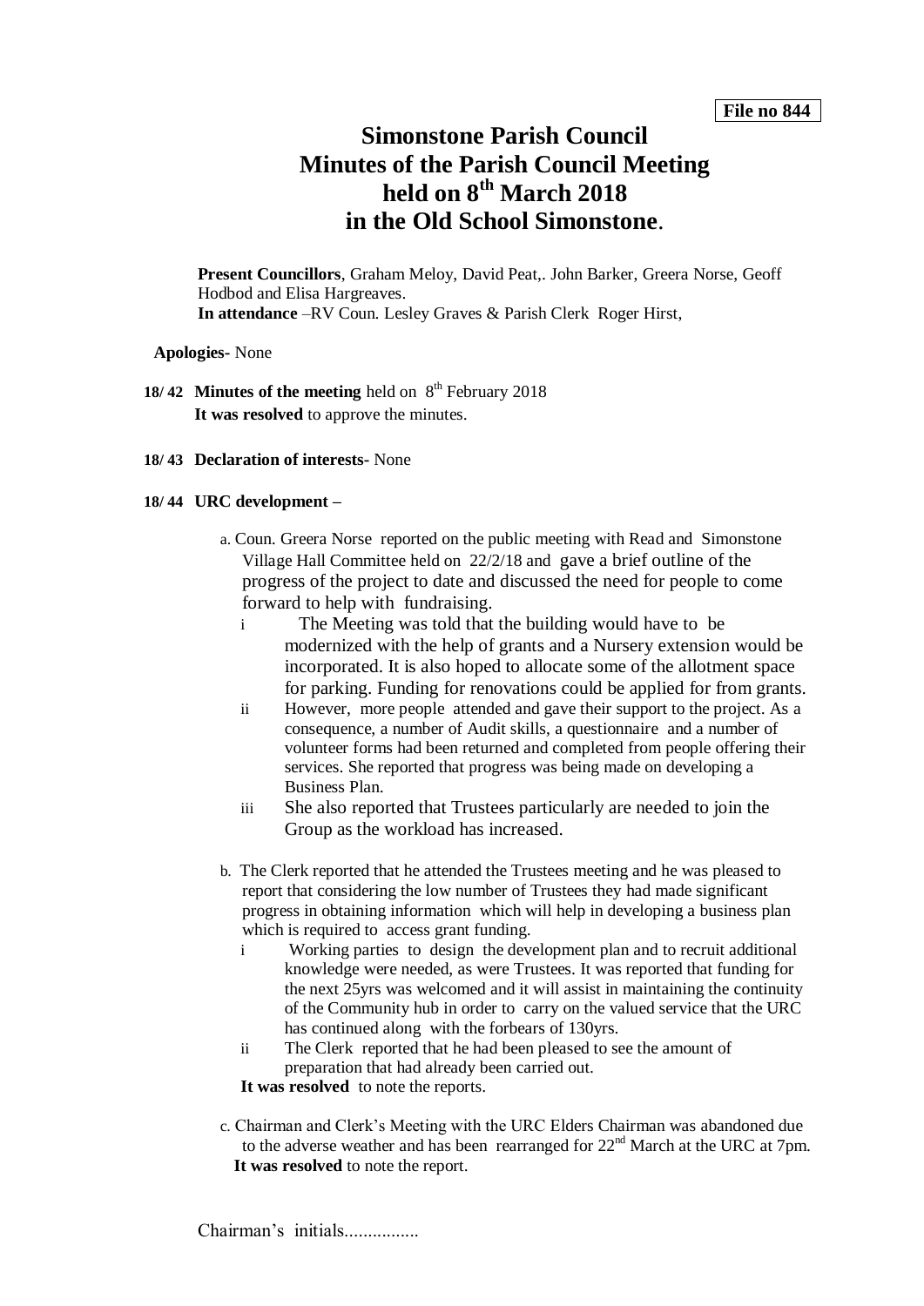**File no 844**

# Simonstone Parish Council
# Minutes of the Parish Council Meeting held on 8th March 2018 in the Old School Simonstone.

**Present Councillors**, Graham Meloy, David Peat,. John Barker, Greera Norse, Geoff Hodbod and Elisa Hargreaves.
**In attendance** –RV Coun. Lesley Graves & Parish Clerk Roger Hirst,

**Apologies-** None

**18/ 42 Minutes of the meeting** held on 8th February 2018
**It was resolved** to approve the minutes.

**18/ 43 Declaration of interests-** None

**18/ 44 URC development –**

a. Coun. Greera Norse reported on the public meeting with Read and Simonstone Village Hall Committee held on 22/2/18 and gave a brief outline of the progress of the project to date and discussed the need for people to come forward to help with fundraising.
   - i The Meeting was told that the building would have to be modernized with the help of grants and a Nursery extension would be incorporated. It is also hoped to allocate some of the allotment space for parking. Funding for renovations could be applied for from grants.
   - ii However, more people attended and gave their support to the project. As a consequence, a number of Audit skills, a questionnaire and a number of volunteer forms had been returned and completed from people offering their services. She reported that progress was being made on developing a Business Plan.
   - iii She also reported that Trustees particularly are needed to join the Group as the workload has increased.

b. The Clerk reported that he attended the Trustees meeting and he was pleased to report that considering the low number of Trustees they had made significant progress in obtaining information which will help in developing a business plan which is required to access grant funding.
   - i Working parties to design the development plan and to recruit additional knowledge were needed, as were Trustees. It was reported that funding for the next 25yrs was welcomed and it will assist in maintaining the continuity of the Community hub in order to carry on the valued service that the URC has continued along with the forbears of 130yrs.
   - ii The Clerk reported that he had been pleased to see the amount of preparation that had already been carried out.

   **It was resolved** to note the reports.

c. Chairman and Clerk's Meeting with the URC Elders Chairman was abandoned due to the adverse weather and has been rearranged for 22nd March at the URC at 7pm.
   **It was resolved** to note the report.

Chairman's initials................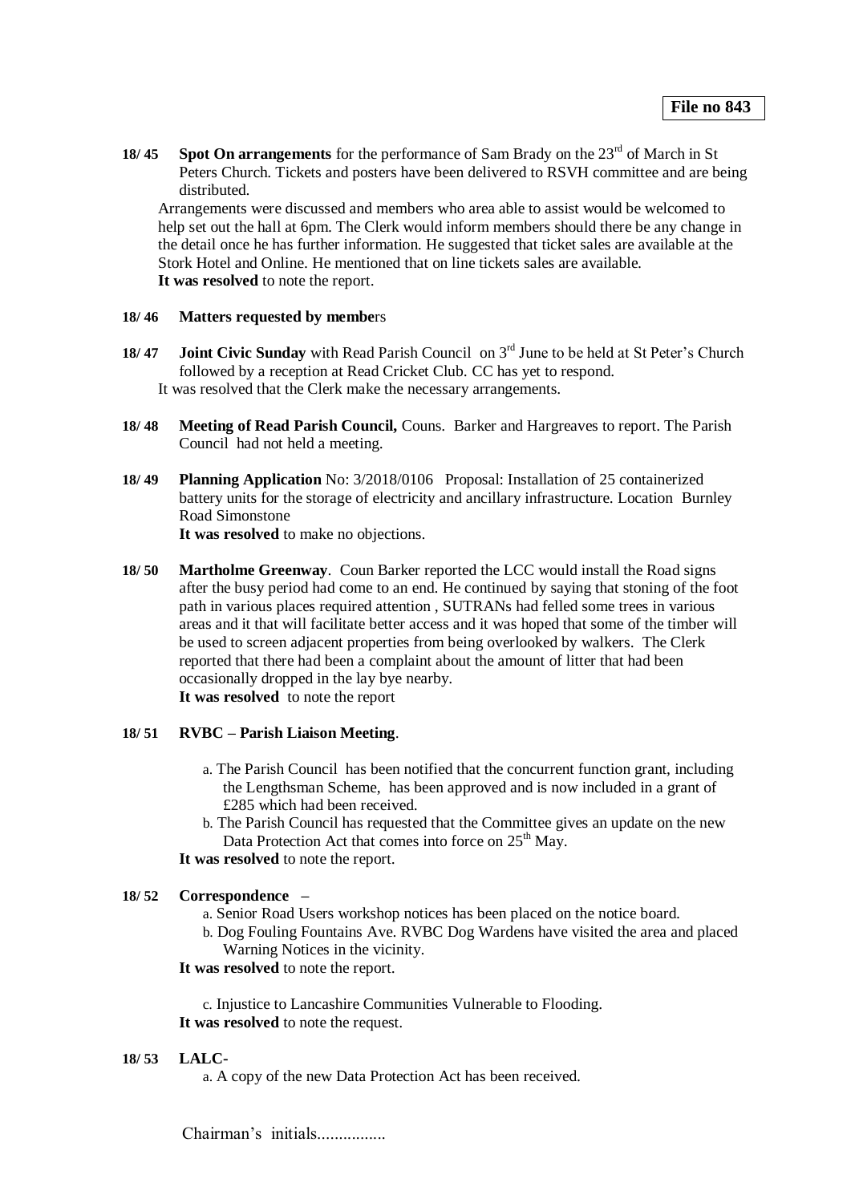**File no 843**

**18/ 45** **Spot On arrangements** for the performance of Sam Brady on the 23rd of March in St Peters Church. Tickets and posters have been delivered to RSVH committee and are being distributed.

Arrangements were discussed and members who area able to assist would be welcomed to help set out the hall at 6pm. The Clerk would inform members should there be any change in the detail once he has further information. He suggested that ticket sales are available at the Stork Hotel and Online. He mentioned that on line tickets sales are available.
**It was resolved** to note the report.

**18/ 46** **Matters requested by membe**rs

**18/ 47** **Joint Civic Sunday** with Read Parish Council on 3rd June to be held at St Peter's Church followed by a reception at Read Cricket Club. CC has yet to respond.
It was resolved that the Clerk make the necessary arrangements.

**18/ 48** **Meeting of Read Parish Council,** Couns. Barker and Hargreaves to report. The Parish Council had not held a meeting.

**18/ 49** **Planning Application** No: 3/2018/0106 Proposal: Installation of 25 containerized battery units for the storage of electricity and ancillary infrastructure. Location Burnley Road Simonstone
**It was resolved** to make no objections.

**18/ 50** **Martholme Greenway**. Coun Barker reported the LCC would install the Road signs after the busy period had come to an end. He continued by saying that stoning of the foot path in various places required attention , SUTRANs had felled some trees in various areas and it that will facilitate better access and it was hoped that some of the timber will be used to screen adjacent properties from being overlooked by walkers. The Clerk reported that there had been a complaint about the amount of litter that had been occasionally dropped in the lay bye nearby.
**It was resolved** to note the report

**18/ 51** **RVBC – Parish Liaison Meeting**.

a. The Parish Council has been notified that the concurrent function grant, including the Lengthsman Scheme, has been approved and is now included in a grant of £285 which had been received.
b. The Parish Council has requested that the Committee gives an update on the new Data Protection Act that comes into force on 25th May.

**It was resolved** to note the report.

**18/ 52** **Correspondence –**

a. Senior Road Users workshop notices has been placed on the notice board.
b. Dog Fouling Fountains Ave. RVBC Dog Wardens have visited the area and placed Warning Notices in the vicinity.

**It was resolved** to note the report.

c. Injustice to Lancashire Communities Vulnerable to Flooding.

**It was resolved** to note the request.

**18/ 53** **LALC-**

a. A copy of the new Data Protection Act has been received.

Chairman's initials................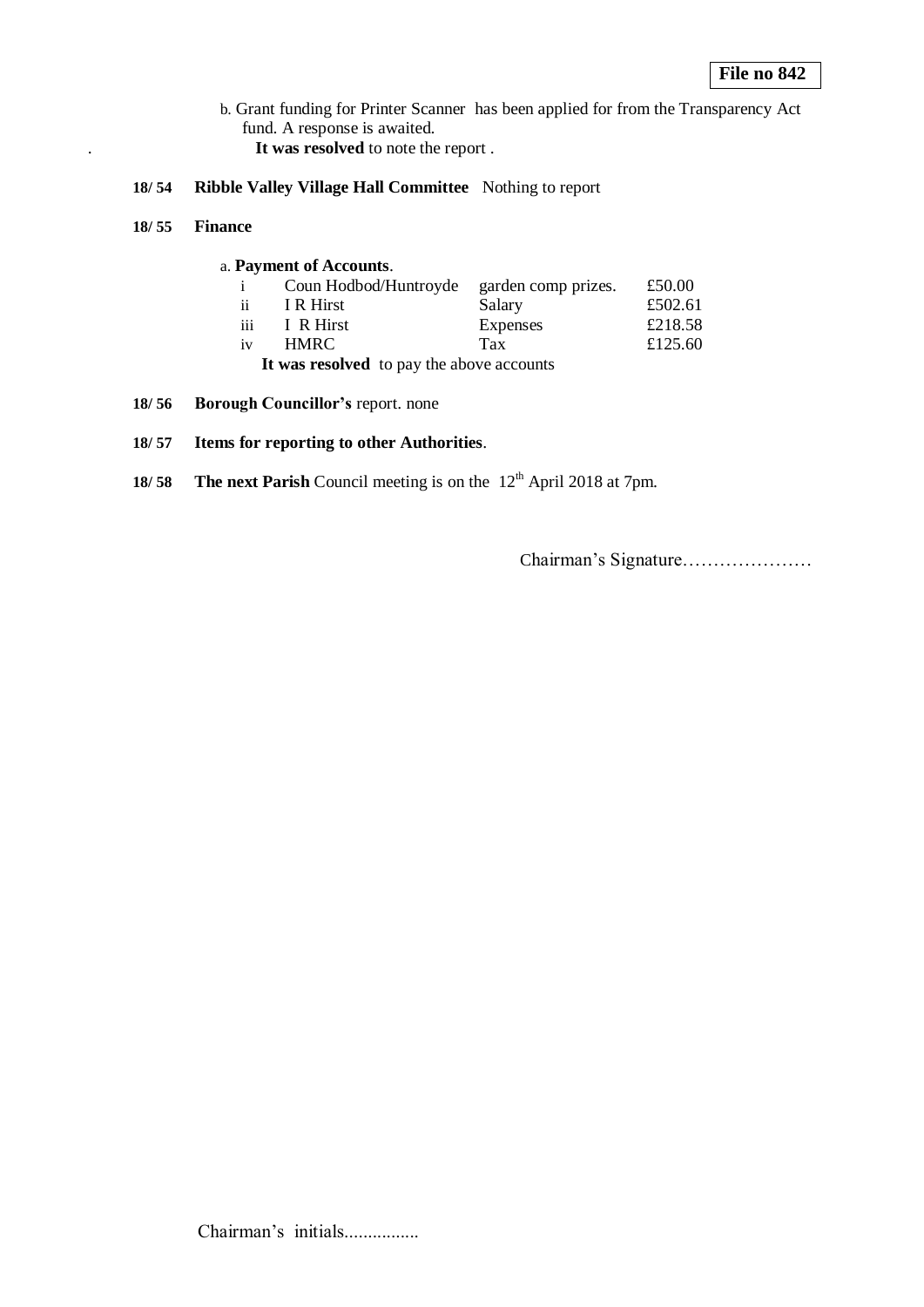**File no 842**

b. Grant funding for Printer Scanner has been applied for from the Transparency Act fund. A response is awaited.

. **It was resolved** to note the report .

**18/ 54 Ribble Valley Village Hall Committee** Nothing to report

**18/ 55 Finance**

a. **Payment of Accounts**.

| | | | |
|---|---|---|---|
| i | Coun Hodbod/Huntroyde | garden comp prizes. | £50.00 |
| ii | I R Hirst | Salary | £502.61 |
| iii | I R Hirst | Expenses | £218.58 |
| iv | HMRC | Tax | £125.60 |

**It was resolved** to pay the above accounts

**18/ 56 Borough Councillor's** report. none

**18/ 57 Items for reporting to other Authorities**.

**18/ 58 The next Parish** Council meeting is on the 12th April 2018 at 7pm.

Chairman's Signature…………………

Chairman's initials................